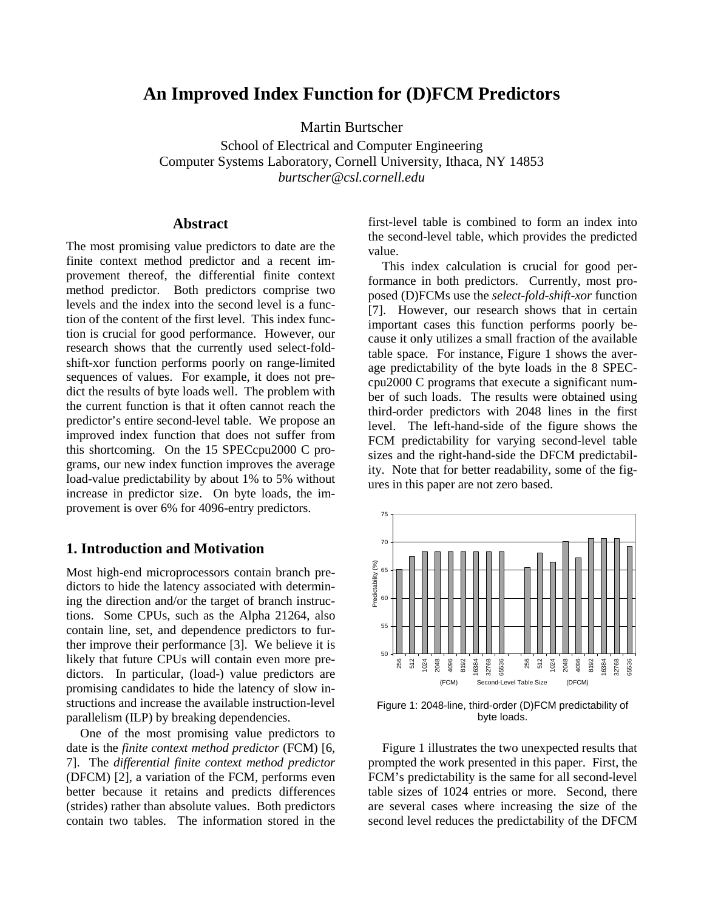# An Improved Index Function for (D)FCM Predictors

Martin Burtscher

School of Electrical and Computer Engineering
Computer Systems Laboratory, Cornell University, Ithaca, NY 14853
*burtscher@csl.cornell.edu*

## Abstract

The most promising value predictors to date are the finite context method predictor and a recent improvement thereof, the differential finite context method predictor. Both predictors comprise two levels and the index into the second level is a function of the content of the first level. This index function is crucial for good performance. However, our research shows that the currently used select-fold-shift-xor function performs poorly on range-limited sequences of values. For example, it does not predict the results of byte loads well. The problem with the current function is that it often cannot reach the predictor's entire second-level table. We propose an improved index function that does not suffer from this shortcoming. On the 15 SPECcpu2000 C programs, our new index function improves the average load-value predictability by about 1% to 5% without increase in predictor size. On byte loads, the improvement is over 6% for 4096-entry predictors.

## 1. Introduction and Motivation

Most high-end microprocessors contain branch predictors to hide the latency associated with determining the direction and/or the target of branch instructions. Some CPUs, such as the Alpha 21264, also contain line, set, and dependence predictors to further improve their performance [3]. We believe it is likely that future CPUs will contain even more predictors. In particular, (load-) value predictors are promising candidates to hide the latency of slow instructions and increase the available instruction-level parallelism (ILP) by breaking dependencies.

One of the most promising value predictors to date is the *finite context method predictor* (FCM) [6, 7]. The *differential finite context method predictor* (DFCM) [2], a variation of the FCM, performs even better because it retains and predicts differences (strides) rather than absolute values. Both predictors contain two tables. The information stored in the first-level table is combined to form an index into the second-level table, which provides the predicted value.

This index calculation is crucial for good performance in both predictors. Currently, most proposed (D)FCMs use the *select-fold-shift-xor* function [7]. However, our research shows that in certain important cases this function performs poorly because it only utilizes a small fraction of the available table space. For instance, Figure 1 shows the average predictability of the byte loads in the 8 SPECcpu2000 C programs that execute a significant number of such loads. The results were obtained using third-order predictors with 2048 lines in the first level. The left-hand-side of the figure shows the FCM predictability for varying second-level table sizes and the right-hand-side the DFCM predictability. Note that for better readability, some of the figures in this paper are not zero based.

Figure 1: 2048-line, third-order (D)FCM predictability of byte loads.

Figure 1 illustrates the two unexpected results that prompted the work presented in this paper. First, the FCM's predictability is the same for all second-level table sizes of 1024 entries or more. Second, there are several cases where increasing the size of the second level reduces the predictability of the DFCM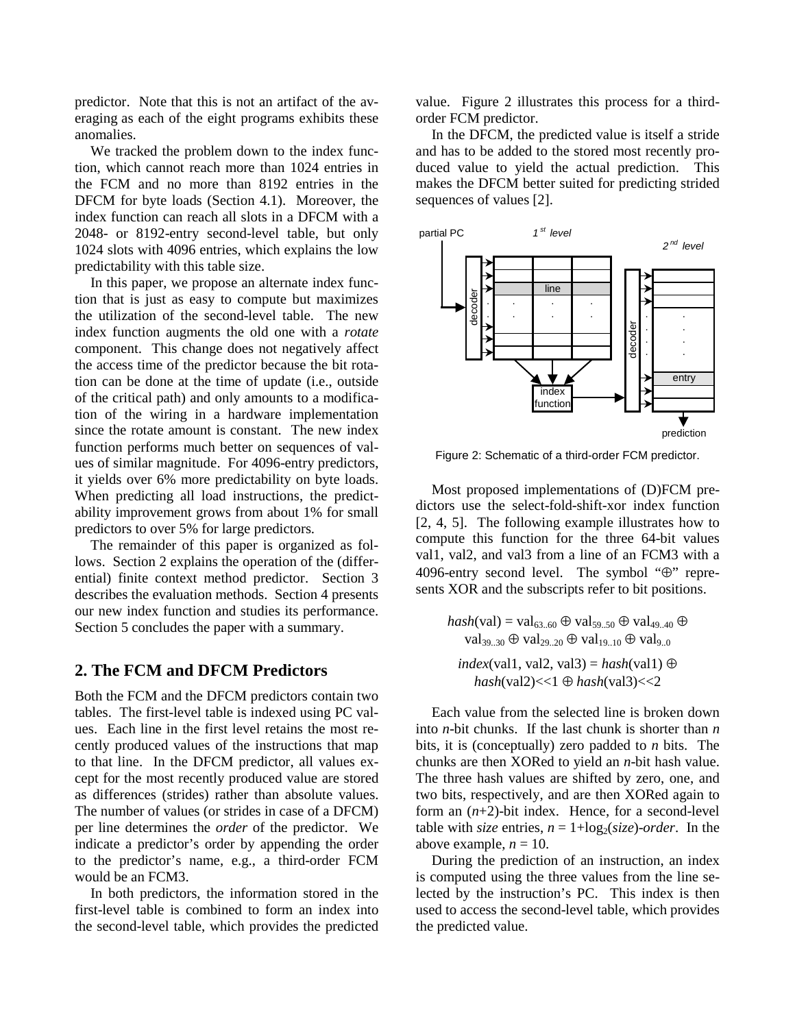predictor. Note that this is not an artifact of the averaging as each of the eight programs exhibits these anomalies.

We tracked the problem down to the index function, which cannot reach more than 1024 entries in the FCM and no more than 8192 entries in the DFCM for byte loads (Section 4.1). Moreover, the index function can reach all slots in a DFCM with a 2048- or 8192-entry second-level table, but only 1024 slots with 4096 entries, which explains the low predictability with this table size.

In this paper, we propose an alternate index function that is just as easy to compute but maximizes the utilization of the second-level table. The new index function augments the old one with a *rotate* component. This change does not negatively affect the access time of the predictor because the bit rotation can be done at the time of update (i.e., outside of the critical path) and only amounts to a modification of the wiring in a hardware implementation since the rotate amount is constant. The new index function performs much better on sequences of values of similar magnitude. For 4096-entry predictors, it yields over 6% more predictability on byte loads. When predicting all load instructions, the predictability improvement grows from about 1% for small predictors to over 5% for large predictors.

The remainder of this paper is organized as follows. Section 2 explains the operation of the (differential) finite context method predictor. Section 3 describes the evaluation methods. Section 4 presents our new index function and studies its performance. Section 5 concludes the paper with a summary.

## 2. The FCM and DFCM Predictors

Both the FCM and the DFCM predictors contain two tables. The first-level table is indexed using PC values. Each line in the first level retains the most recently produced values of the instructions that map to that line. In the DFCM predictor, all values except for the most recently produced value are stored as differences (strides) rather than absolute values. The number of values (or strides in case of a DFCM) per line determines the *order* of the predictor. We indicate a predictor's order by appending the order to the predictor's name, e.g., a third-order FCM would be an FCM3.

In both predictors, the information stored in the first-level table is combined to form an index into the second-level table, which provides the predicted value. Figure 2 illustrates this process for a third-order FCM predictor.

In the DFCM, the predicted value is itself a stride and has to be added to the stored most recently produced value to yield the actual prediction. This makes the DFCM better suited for predicting strided sequences of values [2].

Figure 2: Schematic of a third-order FCM predictor.

Most proposed implementations of (D)FCM predictors use the select-fold-shift-xor index function [2, 4, 5]. The following example illustrates how to compute this function for the three 64-bit values val1, val2, and val3 from a line of an FCM3 with a 4096-entry second level. The symbol "⊕" represents XOR and the subscripts refer to bit positions.

$$hash(\text{val}) = \text{val}_{63..60} \oplus \text{val}_{59..50} \oplus \text{val}_{49..40} \oplus \text{val}_{39..30} \oplus \text{val}_{29..20} \oplus \text{val}_{19..10} \oplus \text{val}_{9..0}$$

$$index(\text{val1, val2, val3}) = hash(\text{val1}) \oplus hash(\text{val2}) {<<} 1 \oplus hash(\text{val3}) {<<} 2$$

Each value from the selected line is broken down into $n$-bit chunks. If the last chunk is shorter than $n$ bits, it is (conceptually) zero padded to $n$ bits. The chunks are then XORed to yield an $n$-bit hash value. The three hash values are shifted by zero, one, and two bits, respectively, and are then XORed again to form an ($n$+2)-bit index. Hence, for a second-level table with *size* entries, $n = 1+\log_2(size)-order$. In the above example, $n = 10$.

During the prediction of an instruction, an index is computed using the three values from the line selected by the instruction's PC. This index is then used to access the second-level table, which provides the predicted value.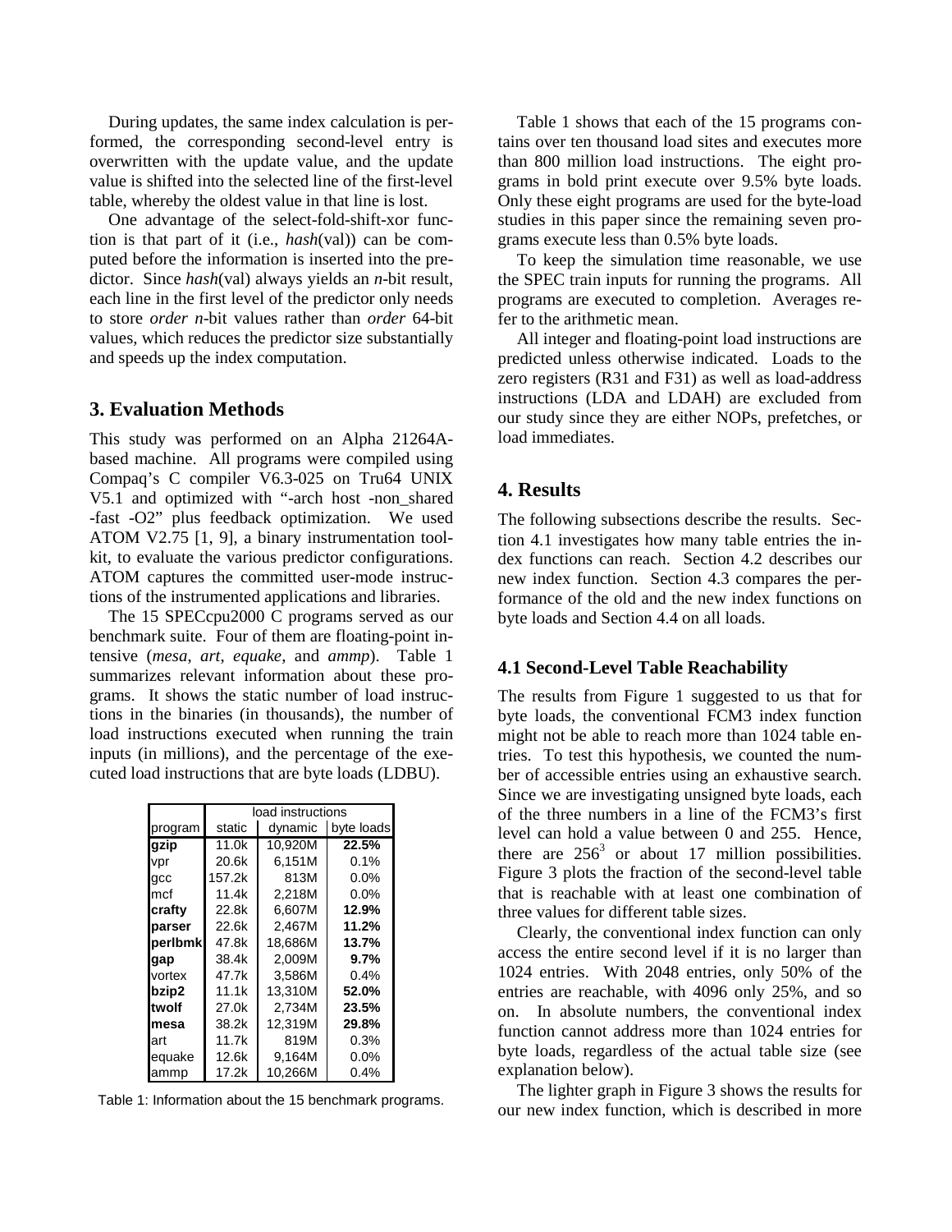During updates, the same index calculation is performed, the corresponding second-level entry is overwritten with the update value, and the update value is shifted into the selected line of the first-level table, whereby the oldest value in that line is lost.

One advantage of the select-fold-shift-xor function is that part of it (i.e., *hash*(val)) can be computed before the information is inserted into the predictor. Since *hash*(val) always yields an *n*-bit result, each line in the first level of the predictor only needs to store *order* *n*-bit values rather than *order* 64-bit values, which reduces the predictor size substantially and speeds up the index computation.

## 3. Evaluation Methods

This study was performed on an Alpha 21264A-based machine. All programs were compiled using Compaq's C compiler V6.3-025 on Tru64 UNIX V5.1 and optimized with "-arch host -non_shared -fast -O2" plus feedback optimization. We used ATOM V2.75 [1, 9], a binary instrumentation toolkit, to evaluate the various predictor configurations. ATOM captures the committed user-mode instructions of the instrumented applications and libraries.

The 15 SPECcpu2000 C programs served as our benchmark suite. Four of them are floating-point intensive (*mesa*, *art*, *equake*, and *ammp*). Table 1 summarizes relevant information about these programs. It shows the static number of load instructions in the binaries (in thousands), the number of load instructions executed when running the train inputs (in millions), and the percentage of the executed load instructions that are byte loads (LDBU).

| | load instructions | | |
|---|---|---|---|
| program | static | dynamic | byte loads |
| **gzip** | 11.0k | 10,920M | **22.5%** |
| vpr | 20.6k | 6,151M | 0.1% |
| gcc | 157.2k | 813M | 0.0% |
| mcf | 11.4k | 2,218M | 0.0% |
| **crafty** | 22.8k | 6,607M | **12.9%** |
| **parser** | 22.6k | 2,467M | **11.2%** |
| **perlbmk** | 47.8k | 18,686M | **13.7%** |
| **gap** | 38.4k | 2,009M | **9.7%** |
| vortex | 47.7k | 3,586M | 0.4% |
| **bzip2** | 11.1k | 13,310M | **52.0%** |
| **twolf** | 27.0k | 2,734M | **23.5%** |
| **mesa** | 38.2k | 12,319M | **29.8%** |
| art | 11.7k | 819M | 0.3% |
| equake | 12.6k | 9,164M | 0.0% |
| ammp | 17.2k | 10,266M | 0.4% |

Table 1: Information about the 15 benchmark programs.

Table 1 shows that each of the 15 programs contains over ten thousand load sites and executes more than 800 million load instructions. The eight programs in bold print execute over 9.5% byte loads. Only these eight programs are used for the byte-load studies in this paper since the remaining seven programs execute less than 0.5% byte loads.

To keep the simulation time reasonable, we use the SPEC train inputs for running the programs. All programs are executed to completion. Averages refer to the arithmetic mean.

All integer and floating-point load instructions are predicted unless otherwise indicated. Loads to the zero registers (R31 and F31) as well as load-address instructions (LDA and LDAH) are excluded from our study since they are either NOPs, prefetches, or load immediates.

## 4. Results

The following subsections describe the results. Section 4.1 investigates how many table entries the index functions can reach. Section 4.2 describes our new index function. Section 4.3 compares the performance of the old and the new index functions on byte loads and Section 4.4 on all loads.

### 4.1 Second-Level Table Reachability

The results from Figure 1 suggested to us that for byte loads, the conventional FCM3 index function might not be able to reach more than 1024 table entries. To test this hypothesis, we counted the number of accessible entries using an exhaustive search. Since we are investigating unsigned byte loads, each of the three numbers in a line of the FCM3's first level can hold a value between 0 and 255. Hence, there are $256^3$ or about 17 million possibilities. Figure 3 plots the fraction of the second-level table that is reachable with at least one combination of three values for different table sizes.

Clearly, the conventional index function can only access the entire second level if it is no larger than 1024 entries. With 2048 entries, only 50% of the entries are reachable, with 4096 only 25%, and so on. In absolute numbers, the conventional index function cannot address more than 1024 entries for byte loads, regardless of the actual table size (see explanation below).

The lighter graph in Figure 3 shows the results for our new index function, which is described in more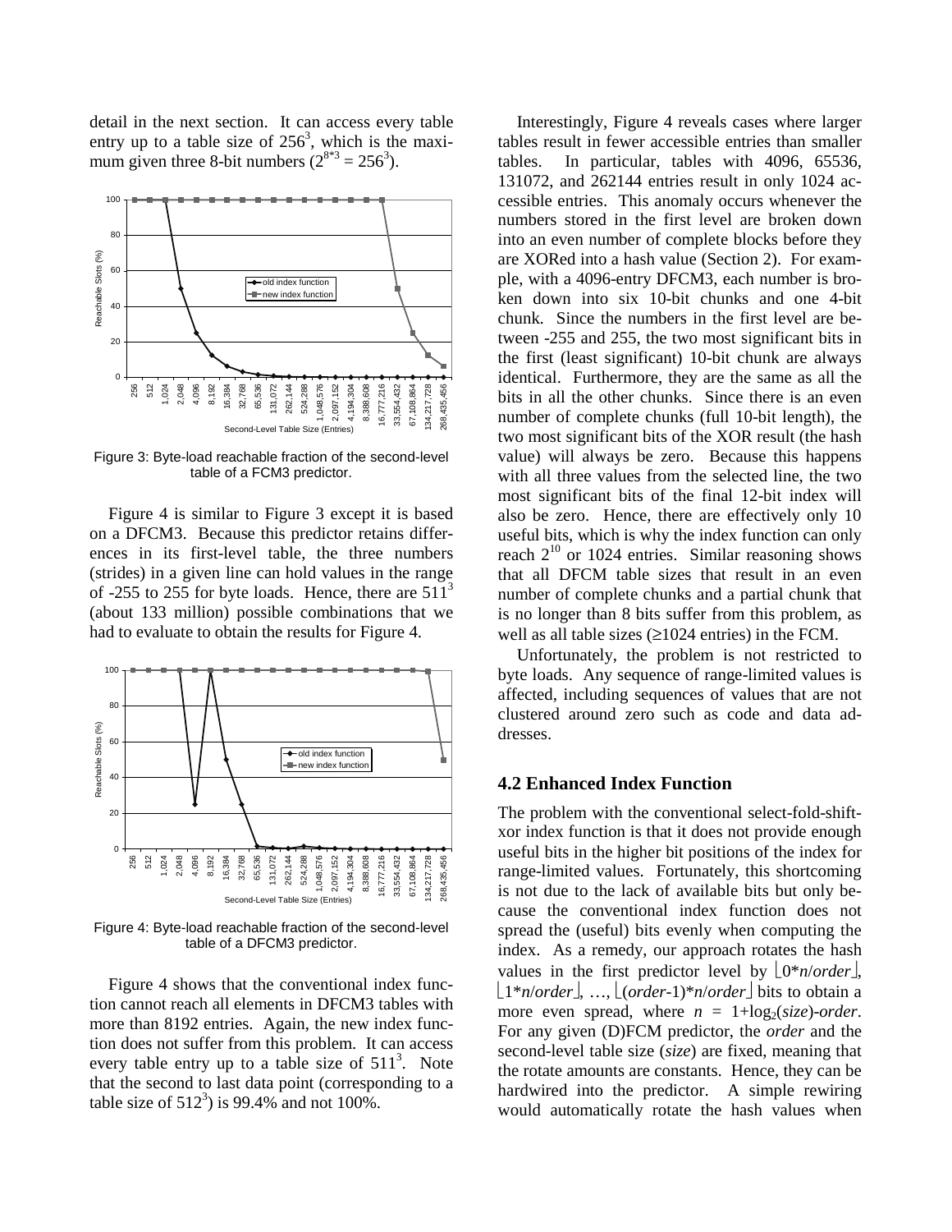detail in the next section. It can access every table entry up to a table size of $256^3$, which is the maximum given three 8-bit numbers ($2^{8*3} = 256^3$).

Figure 3: Byte-load reachable fraction of the second-level table of a FCM3 predictor.

Figure 4 is similar to Figure 3 except it is based on a DFCM3. Because this predictor retains differences in its first-level table, the three numbers (strides) in a given line can hold values in the range of -255 to 255 for byte loads. Hence, there are $511^3$ (about 133 million) possible combinations that we had to evaluate to obtain the results for Figure 4.

Figure 4: Byte-load reachable fraction of the second-level table of a DFCM3 predictor.

Figure 4 shows that the conventional index function cannot reach all elements in DFCM3 tables with more than 8192 entries. Again, the new index function does not suffer from this problem. It can access every table entry up to a table size of $511^3$. Note that the second to last data point (corresponding to a table size of $512^3$) is 99.4% and not 100%.

Interestingly, Figure 4 reveals cases where larger tables result in fewer accessible entries than smaller tables. In particular, tables with 4096, 65536, 131072, and 262144 entries result in only 1024 accessible entries. This anomaly occurs whenever the numbers stored in the first level are broken down into an even number of complete blocks before they are XORed into a hash value (Section 2). For example, with a 4096-entry DFCM3, each number is broken down into six 10-bit chunks and one 4-bit chunk. Since the numbers in the first level are between -255 and 255, the two most significant bits in the first (least significant) 10-bit chunk are always identical. Furthermore, they are the same as all the bits in all the other chunks. Since there is an even number of complete chunks (full 10-bit length), the two most significant bits of the XOR result (the hash value) will always be zero. Because this happens with all three values from the selected line, the two most significant bits of the final 12-bit index will also be zero. Hence, there are effectively only 10 useful bits, which is why the index function can only reach $2^{10}$ or 1024 entries. Similar reasoning shows that all DFCM table sizes that result in an even number of complete chunks and a partial chunk that is no longer than 8 bits suffer from this problem, as well as all table sizes (≥1024 entries) in the FCM.

Unfortunately, the problem is not restricted to byte loads. Any sequence of range-limited values is affected, including sequences of values that are not clustered around zero such as code and data addresses.

## 4.2 Enhanced Index Function

The problem with the conventional select-fold-shift-xor index function is that it does not provide enough useful bits in the higher bit positions of the index for range-limited values. Fortunately, this shortcoming is not due to the lack of available bits but only because the conventional index function does not spread the (useful) bits evenly when computing the index. As a remedy, our approach rotates the hash values in the first predictor level by $\lfloor 0*n/order \rfloor$, $\lfloor 1*n/order \rfloor$, …, $\lfloor (order\text{-}1)*n/order \rfloor$ bits to obtain a more even spread, where $n = 1+\log_2(size)\text{-}order$. For any given (D)FCM predictor, the *order* and the second-level table size (*size*) are fixed, meaning that the rotate amounts are constants. Hence, they can be hardwired into the predictor. A simple rewiring would automatically rotate the hash values when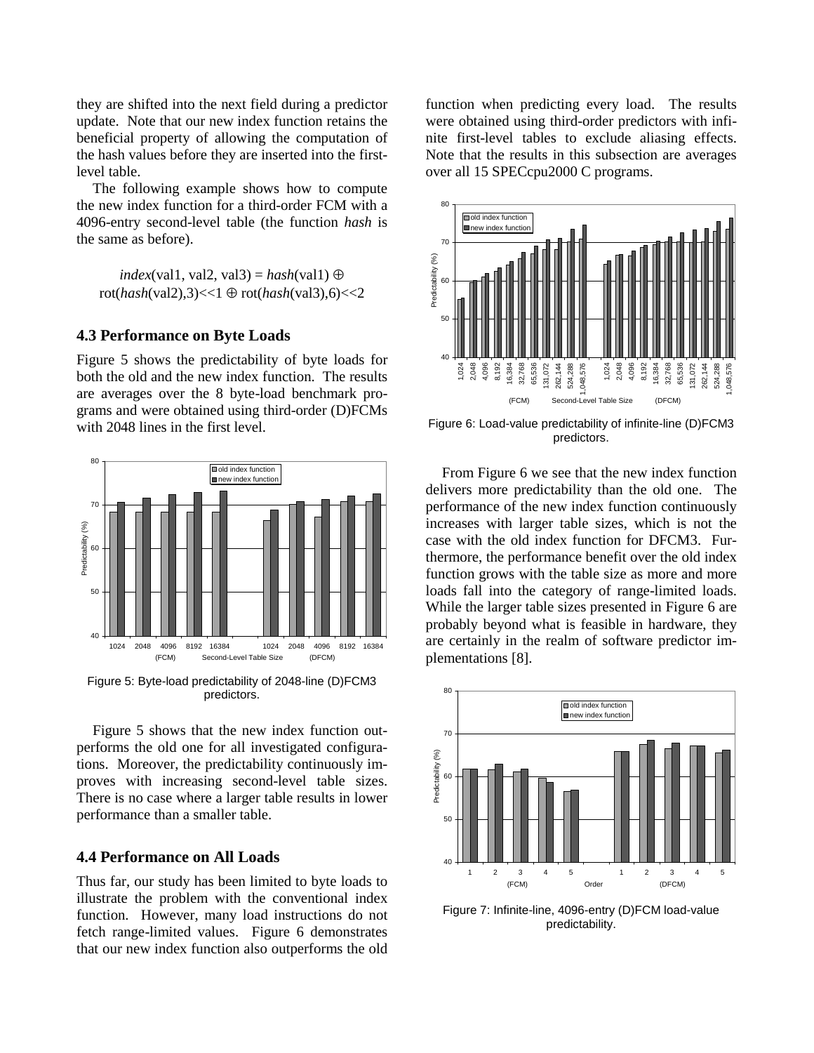they are shifted into the next field during a predictor update. Note that our new index function retains the beneficial property of allowing the computation of the hash values before they are inserted into the first-level table.

The following example shows how to compute the new index function for a third-order FCM with a 4096-entry second-level table (the function *hash* is the same as before).

$$index(\text{val1}, \text{val2}, \text{val3}) = hash(\text{val1}) \oplus \text{rot}(hash(\text{val2}),3) \ll 1 \oplus \text{rot}(hash(\text{val3}),6) \ll 2$$

### 4.3 Performance on Byte Loads

Figure 5 shows the predictability of byte loads for both the old and the new index function. The results are averages over the 8 byte-load benchmark programs and were obtained using third-order (D)FCMs with 2048 lines in the first level.

Figure 5: Byte-load predictability of 2048-line (D)FCM3 predictors.

Figure 5 shows that the new index function outperforms the old one for all investigated configurations. Moreover, the predictability continuously improves with increasing second-level table sizes. There is no case where a larger table results in lower performance than a smaller table.

### 4.4 Performance on All Loads

Thus far, our study has been limited to byte loads to illustrate the problem with the conventional index function. However, many load instructions do not fetch range-limited values. Figure 6 demonstrates that our new index function also outperforms the old function when predicting every load. The results were obtained using third-order predictors with infinite first-level tables to exclude aliasing effects. Note that the results in this subsection are averages over all 15 SPECcpu2000 C programs.

Figure 6: Load-value predictability of infinite-line (D)FCM3 predictors.

From Figure 6 we see that the new index function delivers more predictability than the old one. The performance of the new index function continuously increases with larger table sizes, which is not the case with the old index function for DFCM3. Furthermore, the performance benefit over the old index function grows with the table size as more and more loads fall into the category of range-limited loads. While the larger table sizes presented in Figure 6 are probably beyond what is feasible in hardware, they are certainly in the realm of software predictor implementations [8].

Figure 7: Infinite-line, 4096-entry (D)FCM load-value predictability.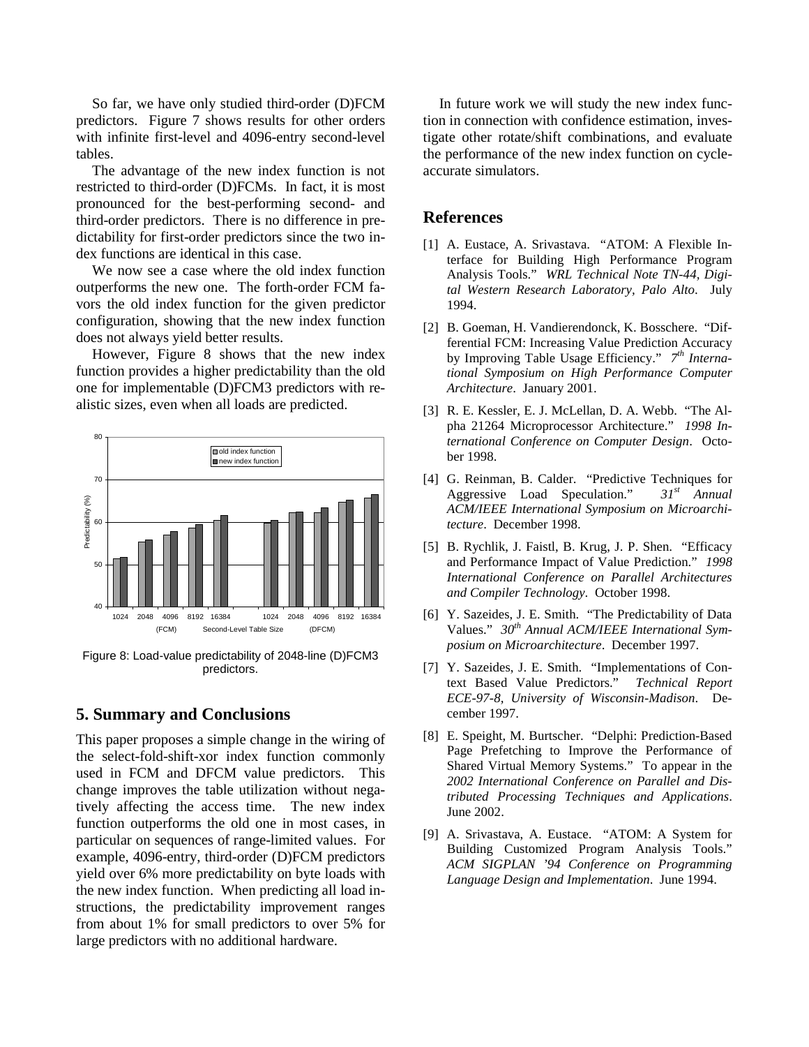So far, we have only studied third-order (D)FCM predictors. Figure 7 shows results for other orders with infinite first-level and 4096-entry second-level tables.

The advantage of the new index function is not restricted to third-order (D)FCMs. In fact, it is most pronounced for the best-performing second- and third-order predictors. There is no difference in predictability for first-order predictors since the two index functions are identical in this case.

We now see a case where the old index function outperforms the new one. The forth-order FCM favors the old index function for the given predictor configuration, showing that the new index function does not always yield better results.

However, Figure 8 shows that the new index function provides a higher predictability than the old one for implementable (D)FCM3 predictors with realistic sizes, even when all loads are predicted.

80
70
60
50
40
Predictability (%)
old index function
new index function
1024 2048 4096 8192 16384 1024 2048 4096 8192 16384
(FCM) Second-Level Table Size (DFCM)

Figure 8: Load-value predictability of 2048-line (D)FCM3 predictors.

## 5. Summary and Conclusions

This paper proposes a simple change in the wiring of the select-fold-shift-xor index function commonly used in FCM and DFCM value predictors. This change improves the table utilization without negatively affecting the access time. The new index function outperforms the old one in most cases, in particular on sequences of range-limited values. For example, 4096-entry, third-order (D)FCM predictors yield over 6% more predictability on byte loads with the new index function. When predicting all load instructions, the predictability improvement ranges from about 1% for small predictors to over 5% for large predictors with no additional hardware.

In future work we will study the new index function in connection with confidence estimation, investigate other rotate/shift combinations, and evaluate the performance of the new index function on cycle-accurate simulators.

## References

[1] A. Eustace, A. Srivastava. "ATOM: A Flexible Interface for Building High Performance Program Analysis Tools." *WRL Technical Note TN-44, Digital Western Research Laboratory, Palo Alto*. July 1994.

[2] B. Goeman, H. Vandierendonck, K. Bosschere. "Differential FCM: Increasing Value Prediction Accuracy by Improving Table Usage Efficiency." *7th International Symposium on High Performance Computer Architecture*. January 2001.

[3] R. E. Kessler, E. J. McLellan, D. A. Webb. "The Alpha 21264 Microprocessor Architecture." *1998 International Conference on Computer Design*. October 1998.

[4] G. Reinman, B. Calder. "Predictive Techniques for Aggressive Load Speculation." *31st Annual ACM/IEEE International Symposium on Microarchitecture*. December 1998.

[5] B. Rychlik, J. Faistl, B. Krug, J. P. Shen. "Efficacy and Performance Impact of Value Prediction." *1998 International Conference on Parallel Architectures and Compiler Technology*. October 1998.

[6] Y. Sazeides, J. E. Smith. "The Predictability of Data Values." *30th Annual ACM/IEEE International Symposium on Microarchitecture*. December 1997.

[7] Y. Sazeides, J. E. Smith. "Implementations of Context Based Value Predictors." *Technical Report ECE-97-8, University of Wisconsin-Madison*. December 1997.

[8] E. Speight, M. Burtscher. "Delphi: Prediction-Based Page Prefetching to Improve the Performance of Shared Virtual Memory Systems." To appear in the *2002 International Conference on Parallel and Distributed Processing Techniques and Applications*. June 2002.

[9] A. Srivastava, A. Eustace. "ATOM: A System for Building Customized Program Analysis Tools." *ACM SIGPLAN '94 Conference on Programming Language Design and Implementation*. June 1994.